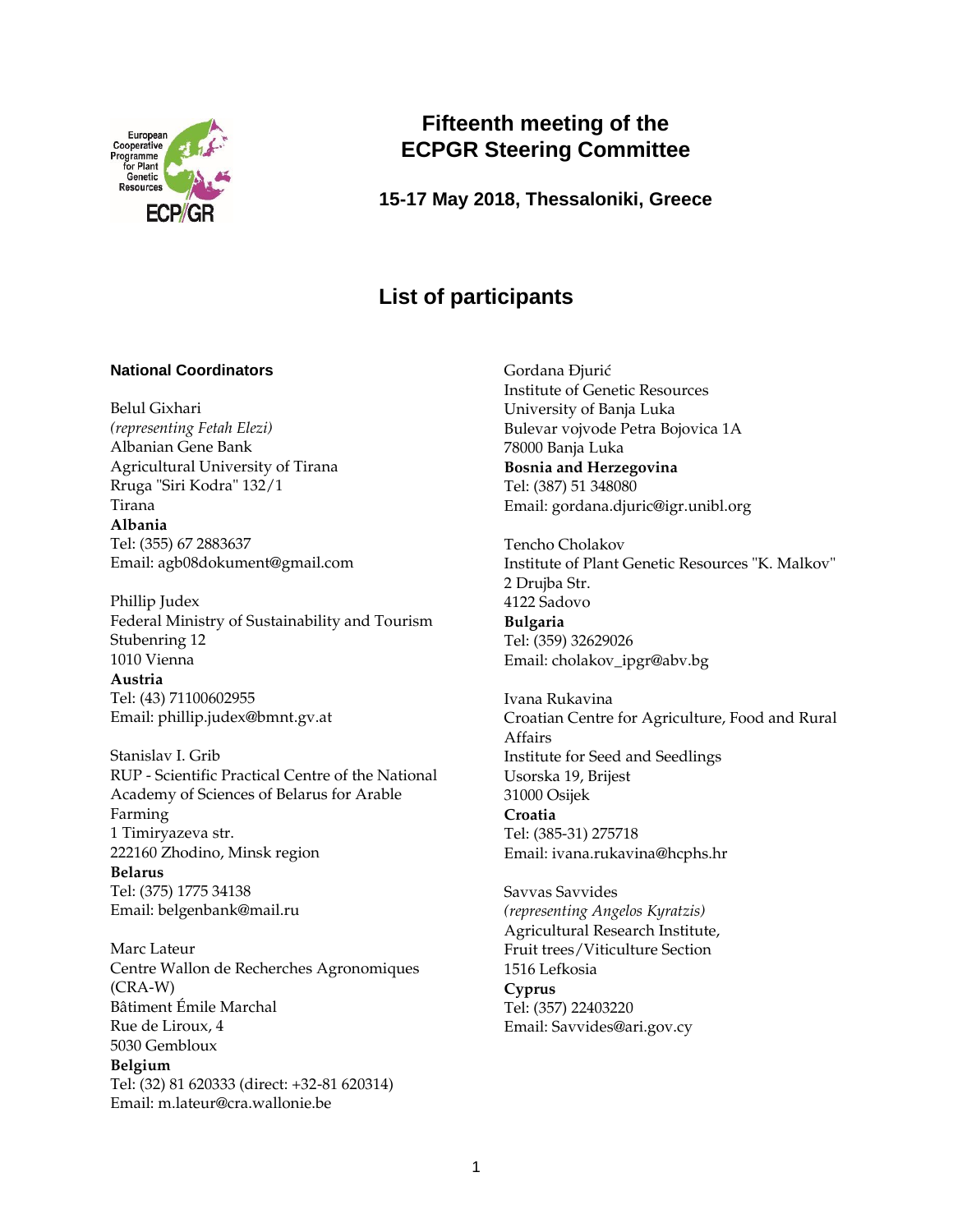# Fifteenth meeting of the ECPGR Steering Committee

**15-17 May 2018, Thessaloniki, Greece**

## List of participants

### National Coordinators

Belul Gixhari
*(representing Fetah Elezi)*
Albanian Gene Bank
Agricultural University of Tirana
Rruga "Siri Kodra" 132/1
Tirana
**Albania**
Tel: (355) 67 2883637
Email: agb08dokument@gmail.com

Phillip Judex
Federal Ministry of Sustainability and Tourism
Stubenring 12
1010 Vienna
**Austria**
Tel: (43) 71100602955
Email: phillip.judex@bmnt.gv.at

Stanislav I. Grib
RUP - Scientific Practical Centre of the National Academy of Sciences of Belarus for Arable Farming
1 Timiryazeva str.
222160 Zhodino, Minsk region
**Belarus**
Tel: (375) 1775 34138
Email: belgenbank@mail.ru

Marc Lateur
Centre Wallon de Recherches Agronomiques (CRA-W)
Bâtiment Émile Marchal
Rue de Liroux, 4
5030 Gembloux
**Belgium**
Tel: (32) 81 620333 (direct: +32-81 620314)
Email: m.lateur@cra.wallonie.be

Gordana Đjurić
Institute of Genetic Resources
University of Banja Luka
Bulevar vojvode Petra Bojovica 1A
78000 Banja Luka
**Bosnia and Herzegovina**
Tel: (387) 51 348080
Email: gordana.djuric@igr.unibl.org

Tencho Cholakov
Institute of Plant Genetic Resources "K. Malkov"
2 Drujba Str.
4122 Sadovo
**Bulgaria**
Tel: (359) 32629026
Email: cholakov_ipgr@abv.bg

Ivana Rukavina
Croatian Centre for Agriculture, Food and Rural Affairs
Institute for Seed and Seedlings
Usorska 19, Brijest
31000 Osijek
**Croatia**
Tel: (385-31) 275718
Email: ivana.rukavina@hcphs.hr

Savvas Savvides
*(representing Angelos Kyratzis)*
Agricultural Research Institute,
Fruit trees/Viticulture Section
1516 Lefkosia
**Cyprus**
Tel: (357) 22403220
Email: Savvides@ari.gov.cy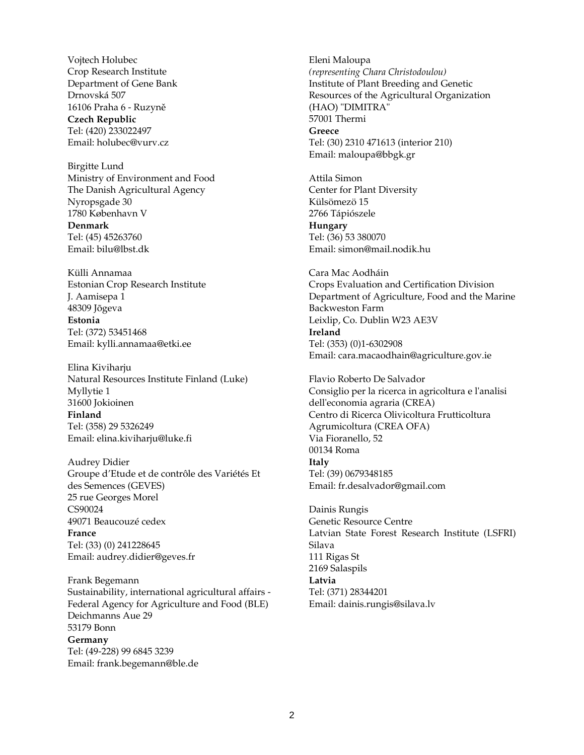Vojtech Holubec  
Crop Research Institute  
Department of Gene Bank  
Drnovská 507  
16106 Praha 6 - Ruzyně  
**Czech Republic**  
Tel: (420) 233022497  
Email: holubec@vurv.cz

Birgitte Lund  
Ministry of Environment and Food  
The Danish Agricultural Agency  
Nyropsgade 30  
1780 København V  
**Denmark**  
Tel: (45) 45263760  
Email: bilu@lbst.dk

Külli Annamaa  
Estonian Crop Research Institute  
J. Aamisepa 1  
48309 Jõgeva  
**Estonia**  
Tel: (372) 53451468  
Email: kylli.annamaa@etki.ee

Elina Kiviharju  
Natural Resources Institute Finland (Luke)  
Myllytie 1  
31600 Jokioinen  
**Finland**  
Tel: (358) 29 5326249  
Email: elina.kiviharju@luke.fi

Audrey Didier  
Groupe d'Etude et de contrôle des Variétés Et des Semences (GEVES)  
25 rue Georges Morel  
CS90024  
49071 Beaucouzé cedex  
**France**  
Tel: (33) (0) 241228645  
Email: audrey.didier@geves.fr

Frank Begemann  
Sustainability, international agricultural affairs - Federal Agency for Agriculture and Food (BLE)  
Deichmanns Aue 29  
53179 Bonn  
**Germany**  
Tel: (49-228) 99 6845 3239  
Email: frank.begemann@ble.de

Eleni Maloupa  
*(representing Chara Christodoulou)*  
Institute of Plant Breeding and Genetic Resources of the Agricultural Organization (HAO) "DIMITRA"  
57001 Thermi  
**Greece**  
Tel: (30) 2310 471613 (interior 210)  
Email: maloupa@bbgk.gr

Attila Simon  
Center for Plant Diversity  
Külsömezö 15  
2766 Tápiószele  
**Hungary**  
Tel: (36) 53 380070  
Email: simon@mail.nodik.hu

Cara Mac Aodháin  
Crops Evaluation and Certification Division  
Department of Agriculture, Food and the Marine  
Backweston Farm  
Leixlip, Co. Dublin W23 AE3V  
**Ireland**  
Tel: (353) (0)1-6302908  
Email: cara.macaodhain@agriculture.gov.ie

Flavio Roberto De Salvador  
Consiglio per la ricerca in agricoltura e l'analisi dell'economia agraria (CREA)  
Centro di Ricerca Olivicoltura Frutticoltura Agrumicoltura (CREA OFA)  
Via Fioranello, 52  
00134 Roma  
**Italy**  
Tel: (39) 0679348185  
Email: fr.desalvador@gmail.com

Dainis Rungis  
Genetic Resource Centre  
Latvian State Forest Research Institute (LSFRI) Silava  
111 Rigas St  
2169 Salaspils  
**Latvia**  
Tel: (371) 28344201  
Email: dainis.rungis@silava.lv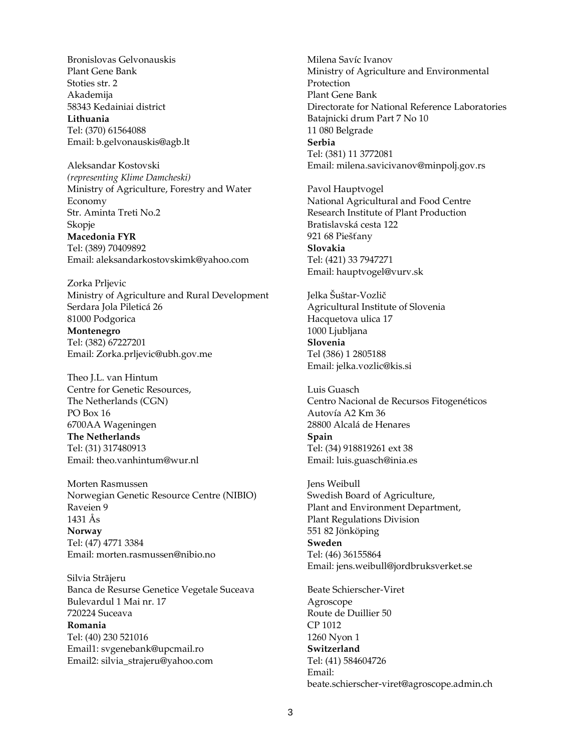Bronislovas Gelvonauskis
Plant Gene Bank
Stoties str. 2
Akademija
58343 Kedainiai district
**Lithuania**
Tel: (370) 61564088
Email: b.gelvonauskis@agb.lt

Aleksandar Kostovski
*(representing Klime Damcheski)*
Ministry of Agriculture, Forestry and Water Economy
Str. Aminta Treti No.2
Skopje
**Macedonia FYR**
Tel: (389) 70409892
Email: aleksandarkostovskimk@yahoo.com

Zorka Prljevic
Ministry of Agriculture and Rural Development
Serdara Jola Piletićа 26
81000 Podgorica
**Montenegro**
Tel: (382) 67227201
Email: Zorka.prljevic@ubh.gov.me

Theo J.L. van Hintum
Centre for Genetic Resources, The Netherlands (CGN)
PO Box 16
6700AA Wageningen
**The Netherlands**
Tel: (31) 317480913
Email: theo.vanhintum@wur.nl

Morten Rasmussen
Norwegian Genetic Resource Centre (NIBIO)
Raveien 9
1431 Ås
**Norway**
Tel: (47) 4771 3384
Email: morten.rasmussen@nibio.no

Silvia Strãjeru
Banca de Resurse Genetice Vegetale Suceava
Bulevardul 1 Mai nr. 17
720224 Suceava
**Romania**
Tel: (40) 230 521016
Email1: svgenebank@upcmail.ro
Email2: silvia_strajeru@yahoo.com

Milena Savíc Ivanov
Ministry of Agriculture and Environmental Protection
Plant Gene Bank
Directorate for National Reference Laboratories
Batajnicki drum Part 7 No 10
11 080 Belgrade
**Serbia**
Tel: (381) 11 3772081
Email: milena.savicivanov@minpolj.gov.rs

Pavol Hauptvogel
National Agricultural and Food Centre
Research Institute of Plant Production
Bratislavská cesta 122
921 68 Piešťany
**Slovakia**
Tel: (421) 33 7947271
Email: hauptvogel@vurv.sk

Jelka Šuštar-Vozlič
Agricultural Institute of Slovenia
Hacquetova ulica 17
1000 Ljubljana
**Slovenia**
Tel (386) 1 2805188
Email: jelka.vozlic@kis.si

Luis Guasch
Centro Nacional de Recursos Fitogenéticos
Autovía A2 Km 36
28800 Alcalá de Henares
**Spain**
Tel: (34) 918819261 ext 38
Email: luis.guasch@inia.es

Jens Weibull
Swedish Board of Agriculture,
Plant and Environment Department,
Plant Regulations Division
551 82 Jönköping
**Sweden**
Tel: (46) 36155864
Email: jens.weibull@jordbruksverket.se

Beate Schierscher-Viret
Agroscope
Route de Duillier 50
CP 1012
1260 Nyon 1
**Switzerland**
Tel: (41) 584604726
Email: beate.schierscher-viret@agroscope.admin.ch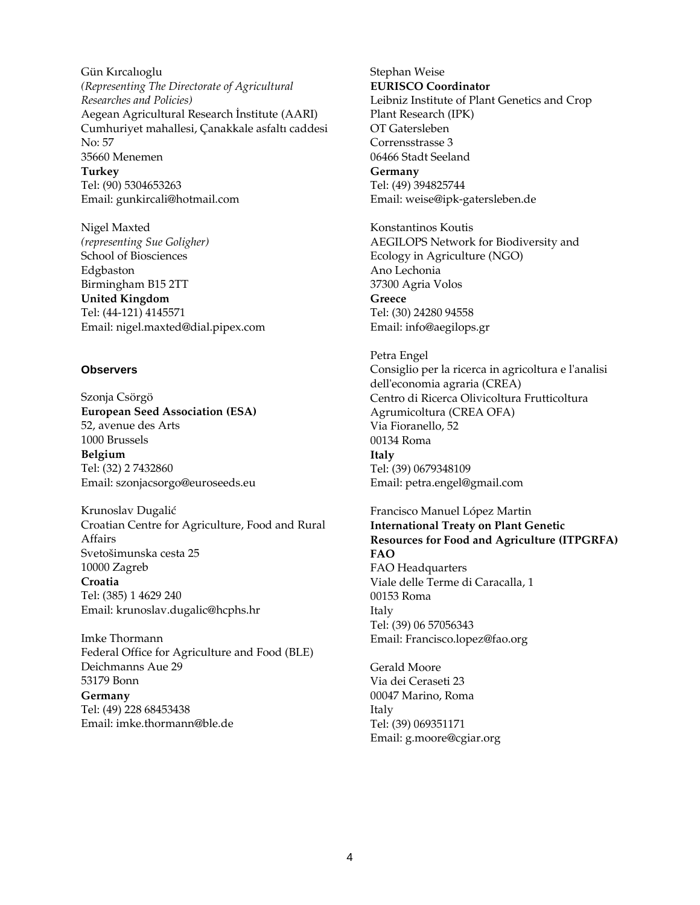Gün Kırcalıoglu
*(Representing The Directorate of Agricultural Researches and Policies)*
Aegean Agricultural Research İnstitute (AARI)
Cumhuriyet mahallesi, Çanakkale asfaltı caddesi No: 57
35660 Menemen
**Turkey**
Tel: (90) 5304653263
Email: gunkircali@hotmail.com

Nigel Maxted
*(representing Sue Goligher)*
School of Biosciences
Edgbaston
Birmingham B15 2TT
**United Kingdom**
Tel: (44-121) 4145571
Email: nigel.maxted@dial.pipex.com

## Observers

Szonja Csörgö
**European Seed Association (ESA)**
52, avenue des Arts
1000 Brussels
**Belgium**
Tel: (32) 2 7432860
Email: szonjacsorgo@euroseeds.eu

Krunoslav Dugalić
Croatian Centre for Agriculture, Food and Rural Affairs
Svetošimunska cesta 25
10000 Zagreb
**Croatia**
Tel: (385) 1 4629 240
Email: krunoslav.dugalic@hcphs.hr

Imke Thormann
Federal Office for Agriculture and Food (BLE)
Deichmanns Aue 29
53179 Bonn
**Germany**
Tel: (49) 228 68453438
Email: imke.thormann@ble.de

Stephan Weise
**EURISCO Coordinator**
Leibniz Institute of Plant Genetics and Crop Plant Research (IPK)
OT Gatersleben
Corrensstrasse 3
06466 Stadt Seeland
**Germany**
Tel: (49) 394825744
Email: weise@ipk-gatersleben.de

Konstantinos Koutis
AEGILOPS Network for Biodiversity and Ecology in Agriculture (NGO)
Ano Lechonia
37300 Agria Volos
**Greece**
Tel: (30) 24280 94558
Email: info@aegilops.gr

Petra Engel
Consiglio per la ricerca in agricoltura e l'analisi dell'economia agraria (CREA)
Centro di Ricerca Olivicoltura Frutticoltura Agrumicoltura (CREA OFA)
Via Fioranello, 52
00134 Roma
**Italy**
Tel: (39) 0679348109
Email: petra.engel@gmail.com

Francisco Manuel López Martin
**International Treaty on Plant Genetic Resources for Food and Agriculture (ITPGRFA) FAO**
FAO Headquarters
Viale delle Terme di Caracalla, 1
00153 Roma
Italy
Tel: (39) 06 57056343
Email: Francisco.lopez@fao.org

Gerald Moore
Via dei Ceraseti 23
00047 Marino, Roma
Italy
Tel: (39) 069351171
Email: g.moore@cgiar.org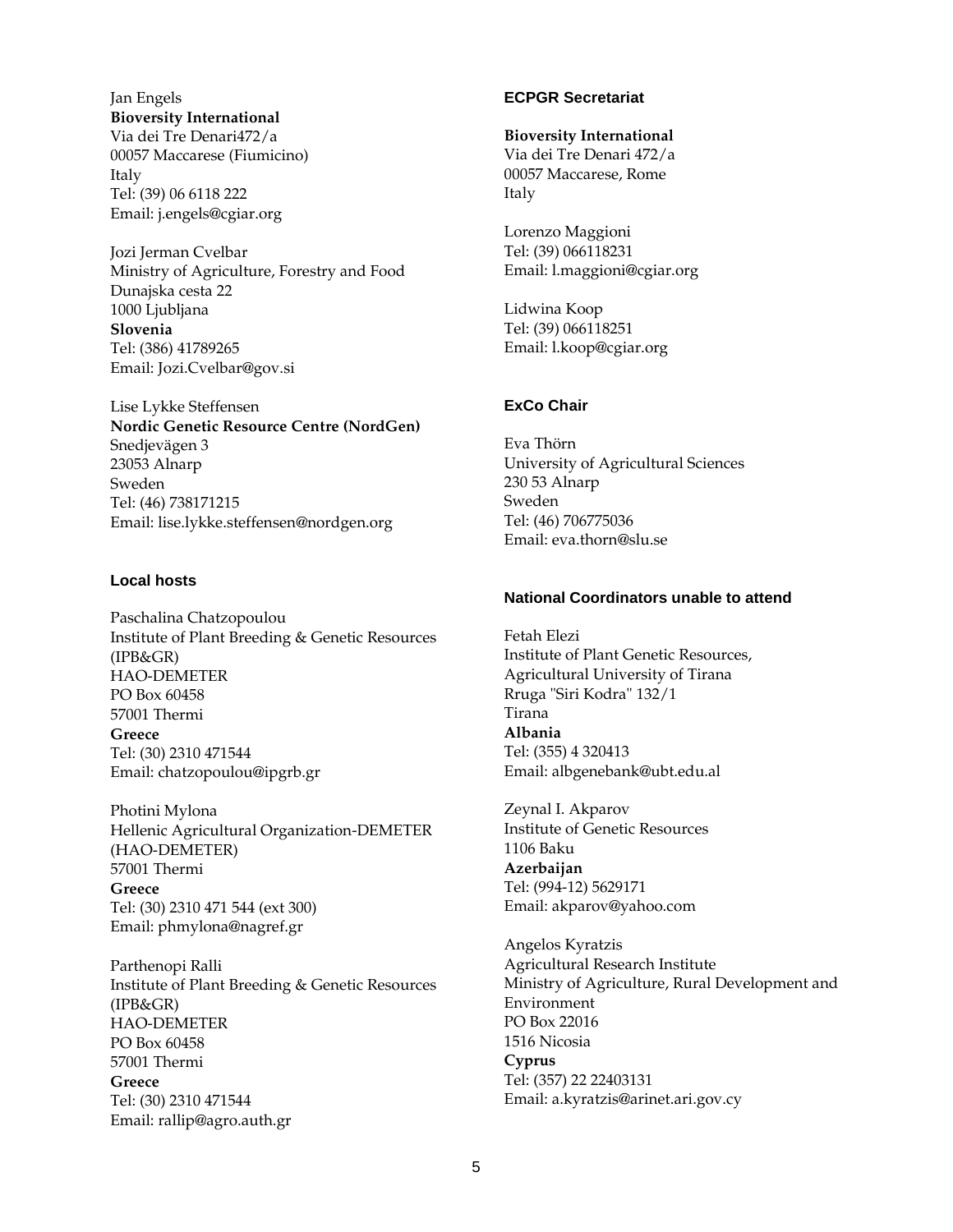Jan Engels
**Bioversity International**
Via dei Tre Denari472/a
00057 Maccarese (Fiumicino)
Italy
Tel: (39) 06 6118 222
Email: j.engels@cgiar.org

Jozi Jerman Cvelbar
Ministry of Agriculture, Forestry and Food
Dunajska cesta 22
1000 Ljubljana
**Slovenia**
Tel: (386) 41789265
Email: Jozi.Cvelbar@gov.si

Lise Lykke Steffensen
**Nordic Genetic Resource Centre (NordGen)**
Snedjevägen 3
23053 Alnarp
Sweden
Tel: (46) 738171215
Email: lise.lykke.steffensen@nordgen.org

### Local hosts

Paschalina Chatzopoulou
Institute of Plant Breeding & Genetic Resources (IPB&GR)
HAO-DEMETER
PO Box 60458
57001 Thermi
**Greece**
Tel: (30) 2310 471544
Email: chatzopoulou@ipgrb.gr

Photini Mylona
Hellenic Agricultural Organization-DEMETER (HAO-DEMETER)
57001 Thermi
**Greece**
Tel: (30) 2310 471 544 (ext 300)
Email: phmylona@nagref.gr

Parthenopi Ralli
Institute of Plant Breeding & Genetic Resources (IPB&GR)
HAO-DEMETER
PO Box 60458
57001 Thermi
**Greece**
Tel: (30) 2310 471544
Email: rallip@agro.auth.gr

### ECPGR Secretariat

**Bioversity International**
Via dei Tre Denari 472/a
00057 Maccarese, Rome
Italy

Lorenzo Maggioni
Tel: (39) 066118231
Email: l.maggioni@cgiar.org

Lidwina Koop
Tel: (39) 066118251
Email: l.koop@cgiar.org

### ExCo Chair

Eva Thörn
University of Agricultural Sciences
230 53 Alnarp
Sweden
Tel: (46) 706775036
Email: eva.thorn@slu.se

### National Coordinators unable to attend

Fetah Elezi
Institute of Plant Genetic Resources,
Agricultural University of Tirana
Rruga "Siri Kodra" 132/1
Tirana
**Albania**
Tel: (355) 4 320413
Email: albgenebank@ubt.edu.al

Zeynal I. Akparov
Institute of Genetic Resources
1106 Baku
**Azerbaijan**
Tel: (994-12) 5629171
Email: akparov@yahoo.com

Angelos Kyratzis
Agricultural Research Institute
Ministry of Agriculture, Rural Development and Environment
PO Box 22016
1516 Nicosia
**Cyprus**
Tel: (357) 22 22403131
Email: a.kyratzis@arinet.ari.gov.cy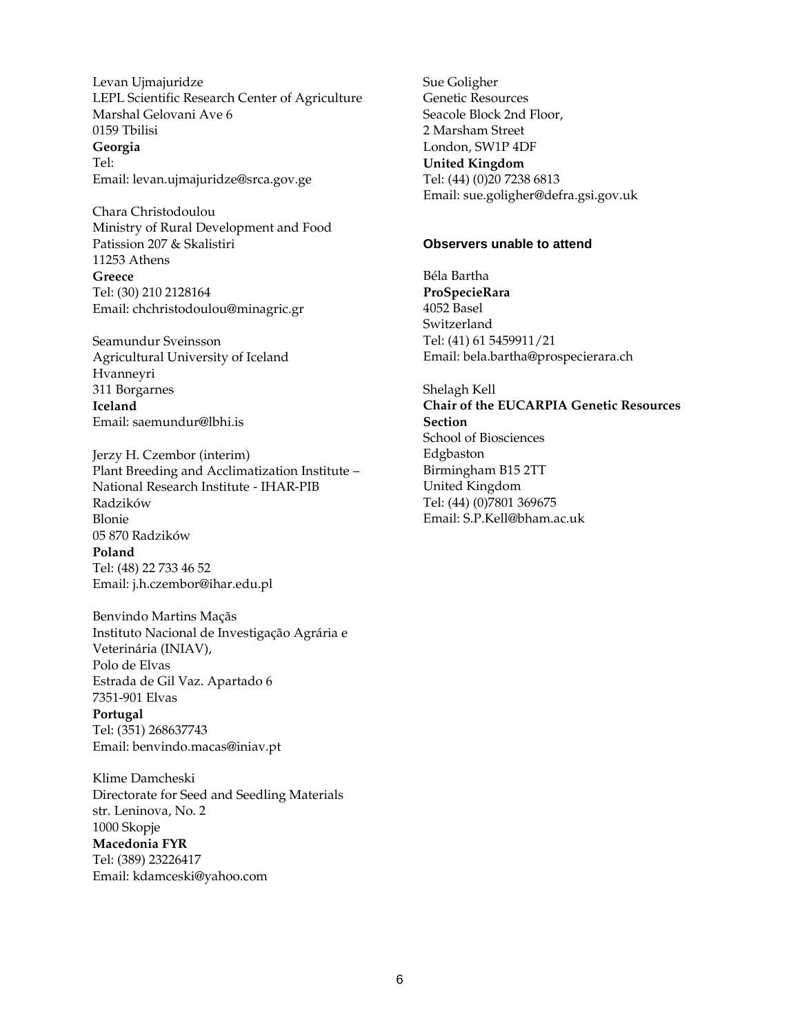Levan Ujmajuridze
LEPL Scientific Research Center of Agriculture
Marshal Gelovani Ave 6
0159 Tbilisi
**Georgia**
Tel:
Email: levan.ujmajuridze@srca.gov.ge

Chara Christodoulou
Ministry of Rural Development and Food
Patission 207 & Skalistiri
11253 Athens
**Greece**
Tel: (30) 210 2128164
Email: chchristodoulou@minagric.gr

Seamundur Sveinsson
Agricultural University of Iceland
Hvanneyri
311 Borgarnes
**Iceland**
Email: saemundur@lbhi.is

Jerzy H. Czembor (interim)
Plant Breeding and Acclimatization Institute – National Research Institute - IHAR-PIB
Radzików
Blonie
05 870 Radzików
**Poland**
Tel: (48) 22 733 46 52
Email: j.h.czembor@ihar.edu.pl

Benvindo Martins Maçãs
Instituto Nacional de Investigação Agrária e Veterinária (INIAV),
Polo de Elvas
Estrada de Gil Vaz. Apartado 6
7351-901 Elvas
**Portugal**
Tel: (351) 268637743
Email: benvindo.macas@iniav.pt

Klime Damcheski
Directorate for Seed and Seedling Materials
str. Leninova, No. 2
1000 Skopje
**Macedonia FYR**
Tel: (389) 23226417
Email: kdamceski@yahoo.com

Sue Goligher
Genetic Resources
Seacole Block 2nd Floor,
2 Marsham Street
London, SW1P 4DF
**United Kingdom**
Tel: (44) (0)20 7238 6813
Email: sue.goligher@defra.gsi.gov.uk

#### Observers unable to attend

Béla Bartha
**ProSpecieRara**
4052 Basel
Switzerland
Tel: (41) 61 5459911/21
Email: bela.bartha@prospecierara.ch

Shelagh Kell
**Chair of the EUCARPIA Genetic Resources Section**
School of Biosciences
Edgbaston
Birmingham B15 2TT
United Kingdom
Tel: (44) (0)7801 369675
Email: S.P.Kell@bham.ac.uk